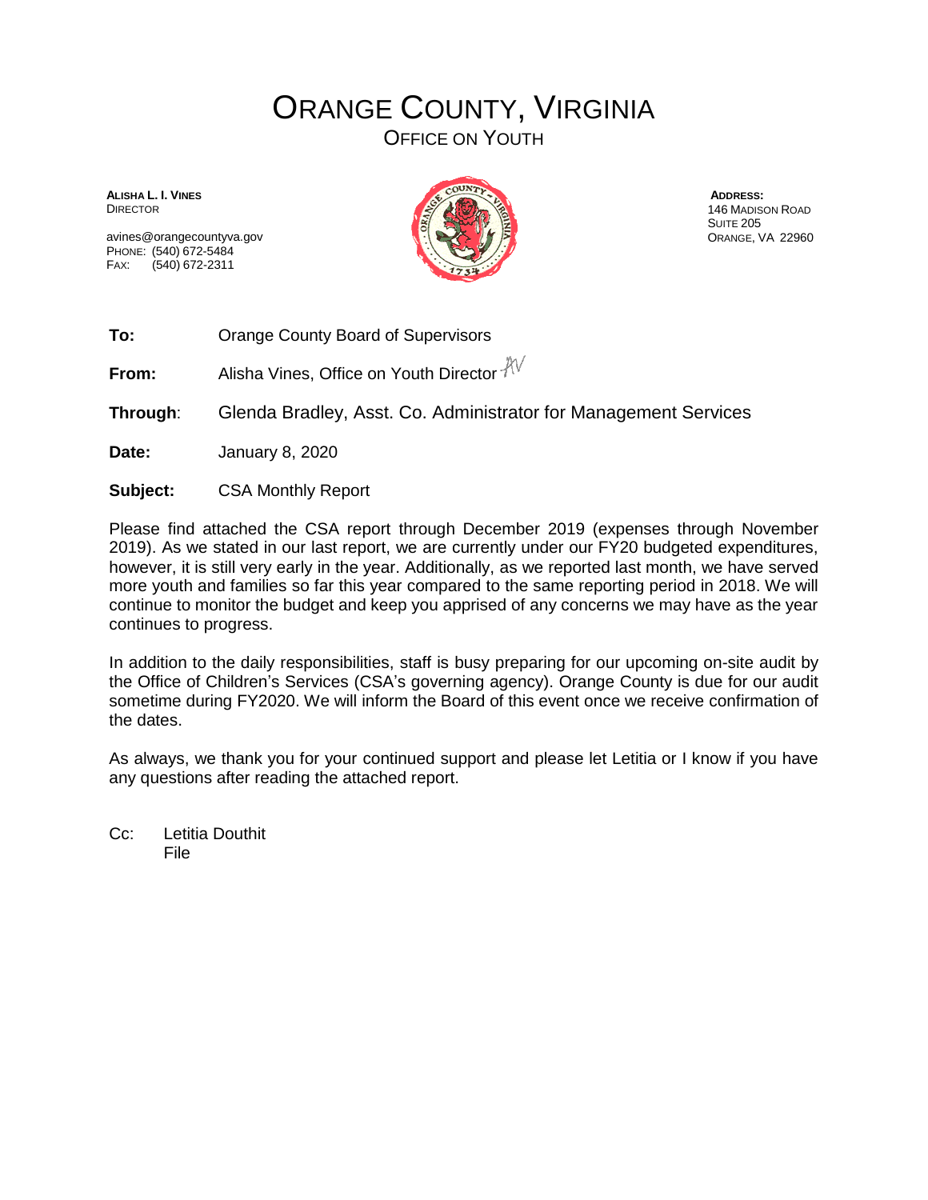# ORANGE COUNTY, VIRGINIA

## OFFICE ON YOUTH

**ALISHA L. I. VINES**
DIRECTOR

avines@orangecountyva.gov
PHONE: (540) 672-5484
FAX: (540) 672-2311

**ADDRESS:**
146 MADISON ROAD
SUITE 205
ORANGE, VA 22960

**To:** Orange County Board of Supervisors

**From:** Alisha Vines, Office on Youth Director AV

**Through**: Glenda Bradley, Asst. Co. Administrator for Management Services

**Date:** January 8, 2020

**Subject:** CSA Monthly Report

Please find attached the CSA report through December 2019 (expenses through November 2019). As we stated in our last report, we are currently under our FY20 budgeted expenditures, however, it is still very early in the year. Additionally, as we reported last month, we have served more youth and families so far this year compared to the same reporting period in 2018. We will continue to monitor the budget and keep you apprised of any concerns we may have as the year continues to progress.

In addition to the daily responsibilities, staff is busy preparing for our upcoming on-site audit by the Office of Children's Services (CSA's governing agency). Orange County is due for our audit sometime during FY2020. We will inform the Board of this event once we receive confirmation of the dates.

As always, we thank you for your continued support and please let Letitia or I know if you have any questions after reading the attached report.

Cc: Letitia Douthit
File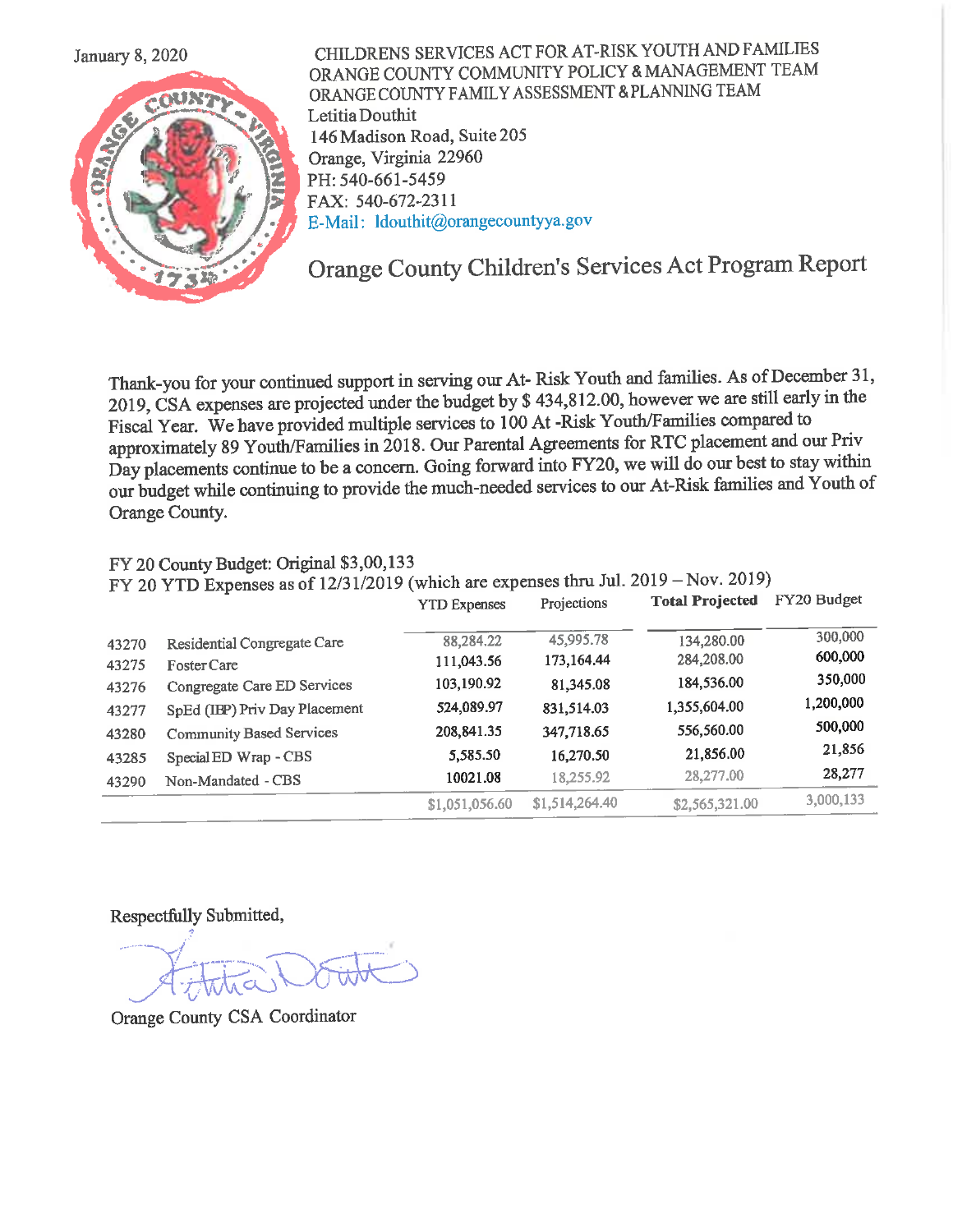January 8, 2020

CHILDRENS SERVICES ACT FOR AT-RISK YOUTH AND FAMILIES
ORANGE COUNTY COMMUNITY POLICY & MANAGEMENT TEAM
ORANGE COUNTY FAMILY ASSESSMENT & PLANNING TEAM
Letitia Douthit
146 Madison Road, Suite 205
Orange, Virginia 22960
PH: 540-661-5459
FAX: 540-672-2311
E-Mail: ldouthit@orangecountyya.gov

# Orange County Children's Services Act Program Report

Thank-you for your continued support in serving our At- Risk Youth and families. As of December 31, 2019, CSA expenses are projected under the budget by $ 434,812.00, however we are still early in the Fiscal Year. We have provided multiple services to 100 At -Risk Youth/Families compared to approximately 89 Youth/Families in 2018. Our Parental Agreements for RTC placement and our Priv Day placements continue to be a concern. Going forward into FY20, we will do our best to stay within our budget while continuing to provide the much-needed services to our At-Risk families and Youth of Orange County.

FY 20 County Budget: Original $3,00,133
FY 20 YTD Expenses as of 12/31/2019 (which are expenses thru Jul. 2019 – Nov. 2019)

| | | YTD Expenses | Projections | Total Projected | FY20 Budget |
|---|---|---|---|---|---|
| 43270 | Residential Congregate Care | 88,284.22 | 45,995.78 | 134,280.00 | 300,000 |
| 43275 | Foster Care | 111,043.56 | 173,164.44 | 284,208.00 | 600,000 |
| 43276 | Congregate Care ED Services | 103,190.92 | 81,345.08 | 184,536.00 | 350,000 |
| 43277 | SpEd (IEP) Priv Day Placement | 524,089.97 | 831,514.03 | 1,355,604.00 | 1,200,000 |
| 43280 | Community Based Services | 208,841.35 | 347,718.65 | 556,560.00 | 500,000 |
| 43285 | Special ED Wrap - CBS | 5,585.50 | 16,270.50 | 21,856.00 | 21,856 |
| 43290 | Non-Mandated - CBS | 10021.08 | 18,255.92 | 28,277.00 | 28,277 |
| | | $1,051,056.60 | $1,514,264.40 | $2,565,321.00 | 3,000,133 |

Respectfully Submitted,

Orange County CSA Coordinator